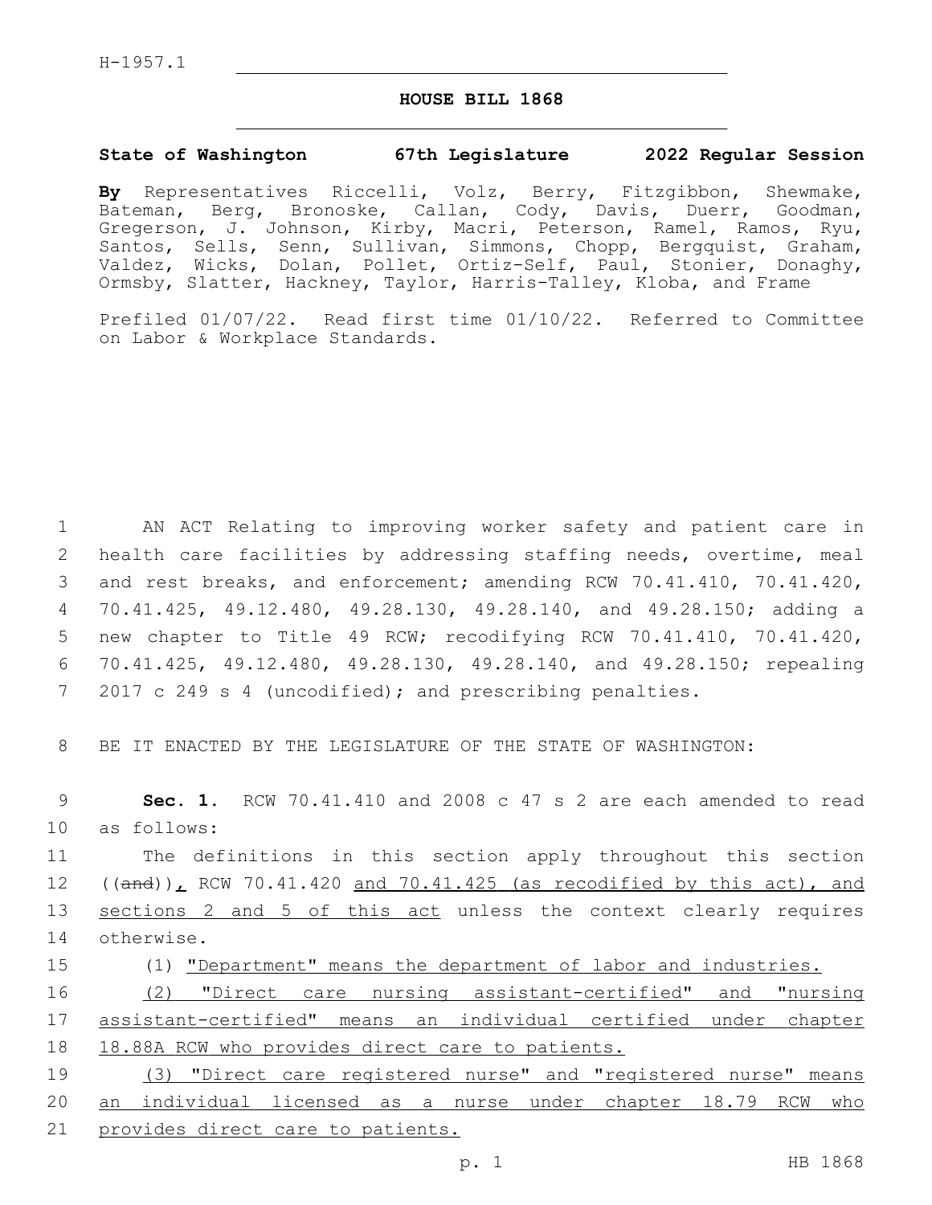H-1957.1

# HOUSE BILL 1868

**State of Washington 67th Legislature 2022 Regular Session**

**By** Representatives Riccelli, Volz, Berry, Fitzgibbon, Shewmake, Bateman, Berg, Bronoske, Callan, Cody, Davis, Duerr, Goodman, Gregerson, J. Johnson, Kirby, Macri, Peterson, Ramel, Ramos, Ryu, Santos, Sells, Senn, Sullivan, Simmons, Chopp, Bergquist, Graham, Valdez, Wicks, Dolan, Pollet, Ortiz-Self, Paul, Stonier, Donaghy, Ormsby, Slatter, Hackney, Taylor, Harris-Talley, Kloba, and Frame

Prefiled 01/07/22. Read first time 01/10/22. Referred to Committee on Labor & Workplace Standards.

AN ACT Relating to improving worker safety and patient care in health care facilities by addressing staffing needs, overtime, meal and rest breaks, and enforcement; amending RCW 70.41.410, 70.41.420, 70.41.425, 49.12.480, 49.28.130, 49.28.140, and 49.28.150; adding a new chapter to Title 49 RCW; recodifying RCW 70.41.410, 70.41.420, 70.41.425, 49.12.480, 49.28.130, 49.28.140, and 49.28.150; repealing 2017 c 249 s 4 (uncodified); and prescribing penalties.

BE IT ENACTED BY THE LEGISLATURE OF THE STATE OF WASHINGTON:

**Sec. 1.** RCW 70.41.410 and 2008 c 47 s 2 are each amended to read as follows:

The definitions in this section apply throughout this section ((and)), RCW 70.41.420 and 70.41.425 (as recodified by this act), and sections 2 and 5 of this act unless the context clearly requires otherwise.

(1) "Department" means the department of labor and industries.

(2) "Direct care nursing assistant-certified" and "nursing assistant-certified" means an individual certified under chapter 18.88A RCW who provides direct care to patients.

(3) "Direct care registered nurse" and "registered nurse" means an individual licensed as a nurse under chapter 18.79 RCW who provides direct care to patients.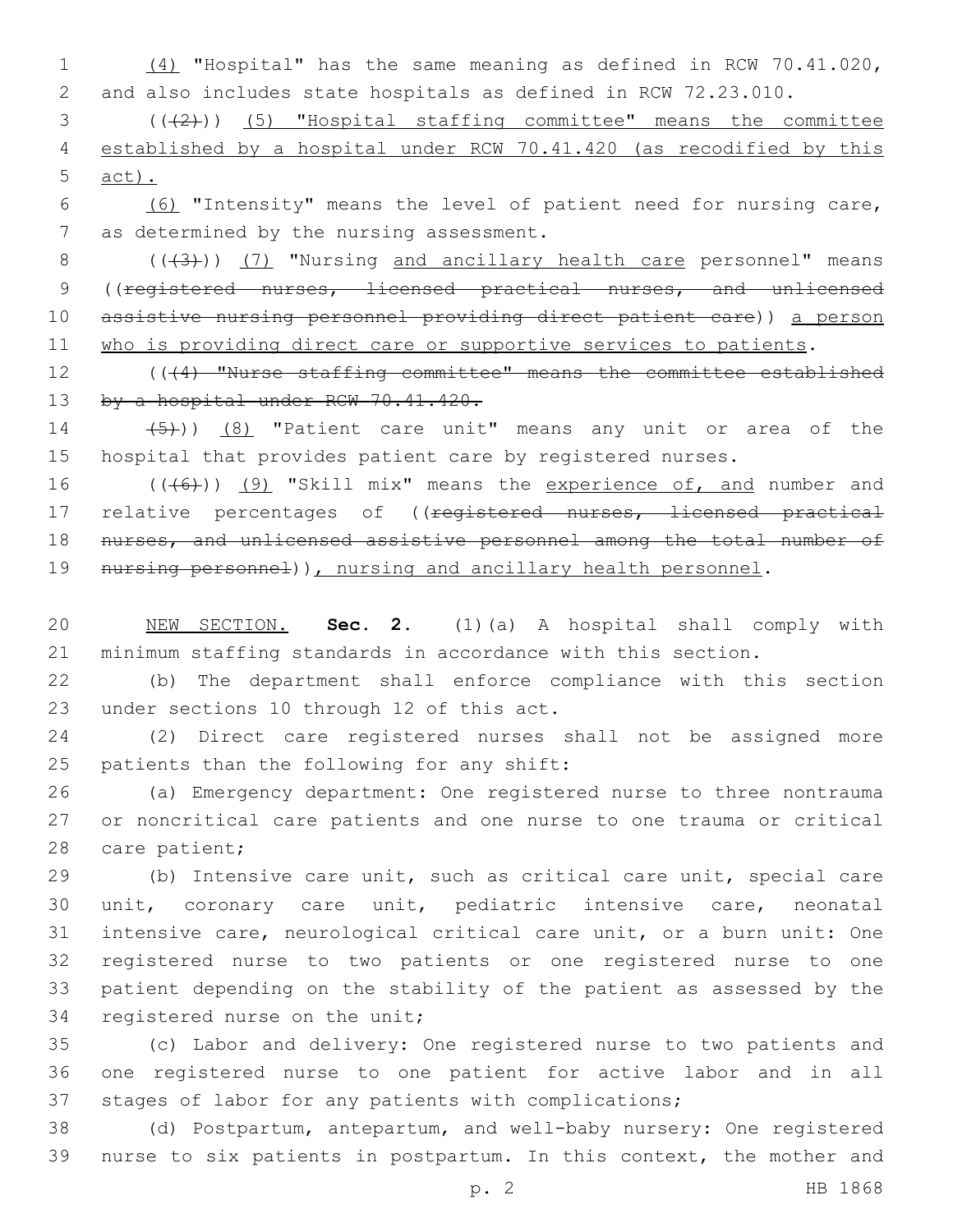(4) "Hospital" has the same meaning as defined in RCW 70.41.020, and also includes state hospitals as defined in RCW 72.23.010.

(((2))) (5) "Hospital staffing committee" means the committee established by a hospital under RCW 70.41.420 (as recodified by this act).

(6) "Intensity" means the level of patient need for nursing care, as determined by the nursing assessment.

(((3))) (7) "Nursing and ancillary health care personnel" means ((registered nurses, licensed practical nurses, and unlicensed assistive nursing personnel providing direct patient care)) a person who is providing direct care or supportive services to patients.

(((4) "Nurse staffing committee" means the committee established by a hospital under RCW 70.41.420.

(5))) (8) "Patient care unit" means any unit or area of the hospital that provides patient care by registered nurses.

(((6))) (9) "Skill mix" means the experience of, and number and relative percentages of ((registered nurses, licensed practical nurses, and unlicensed assistive personnel among the total number of nursing personnel)), nursing and ancillary health personnel.

NEW SECTION. **Sec. 2.** (1)(a) A hospital shall comply with minimum staffing standards in accordance with this section.

(b) The department shall enforce compliance with this section under sections 10 through 12 of this act.

(2) Direct care registered nurses shall not be assigned more patients than the following for any shift:

(a) Emergency department: One registered nurse to three nontrauma or noncritical care patients and one nurse to one trauma or critical care patient;

(b) Intensive care unit, such as critical care unit, special care unit, coronary care unit, pediatric intensive care, neonatal intensive care, neurological critical care unit, or a burn unit: One registered nurse to two patients or one registered nurse to one patient depending on the stability of the patient as assessed by the registered nurse on the unit;

(c) Labor and delivery: One registered nurse to two patients and one registered nurse to one patient for active labor and in all stages of labor for any patients with complications;

(d) Postpartum, antepartum, and well-baby nursery: One registered nurse to six patients in postpartum. In this context, the mother and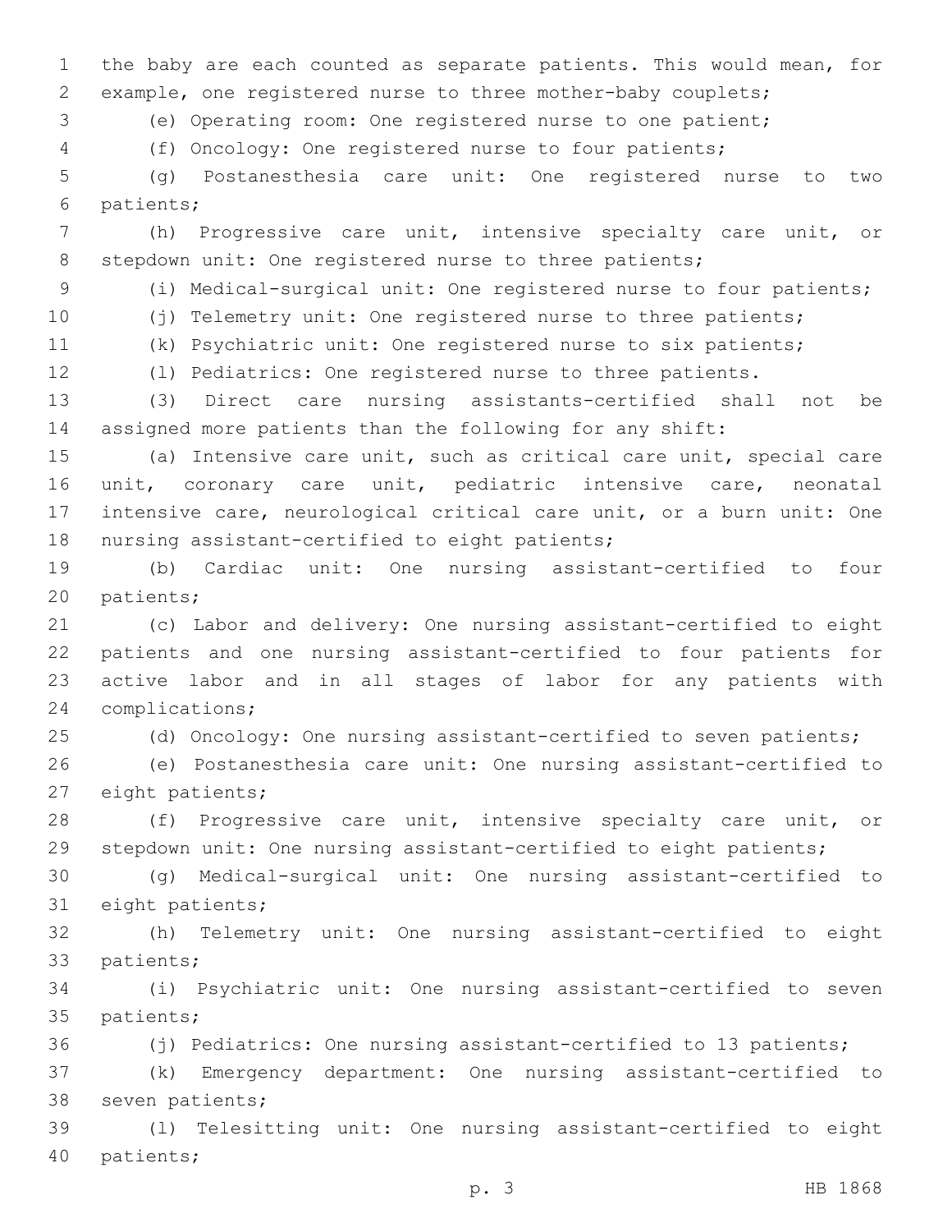the baby are each counted as separate patients. This would mean, for example, one registered nurse to three mother-baby couplets;

(e) Operating room: One registered nurse to one patient;

(f) Oncology: One registered nurse to four patients;

(g) Postanesthesia care unit: One registered nurse to two patients;

(h) Progressive care unit, intensive specialty care unit, or stepdown unit: One registered nurse to three patients;

(i) Medical-surgical unit: One registered nurse to four patients;

(j) Telemetry unit: One registered nurse to three patients;

(k) Psychiatric unit: One registered nurse to six patients;

(l) Pediatrics: One registered nurse to three patients.

(3) Direct care nursing assistants-certified shall not be assigned more patients than the following for any shift:

(a) Intensive care unit, such as critical care unit, special care unit, coronary care unit, pediatric intensive care, neonatal intensive care, neurological critical care unit, or a burn unit: One nursing assistant-certified to eight patients;

(b) Cardiac unit: One nursing assistant-certified to four patients;

(c) Labor and delivery: One nursing assistant-certified to eight patients and one nursing assistant-certified to four patients for active labor and in all stages of labor for any patients with complications;

(d) Oncology: One nursing assistant-certified to seven patients;

(e) Postanesthesia care unit: One nursing assistant-certified to eight patients;

(f) Progressive care unit, intensive specialty care unit, or stepdown unit: One nursing assistant-certified to eight patients;

(g) Medical-surgical unit: One nursing assistant-certified to eight patients;

(h) Telemetry unit: One nursing assistant-certified to eight patients;

(i) Psychiatric unit: One nursing assistant-certified to seven patients;

(j) Pediatrics: One nursing assistant-certified to 13 patients;

(k) Emergency department: One nursing assistant-certified to seven patients;

(l) Telesitting unit: One nursing assistant-certified to eight patients;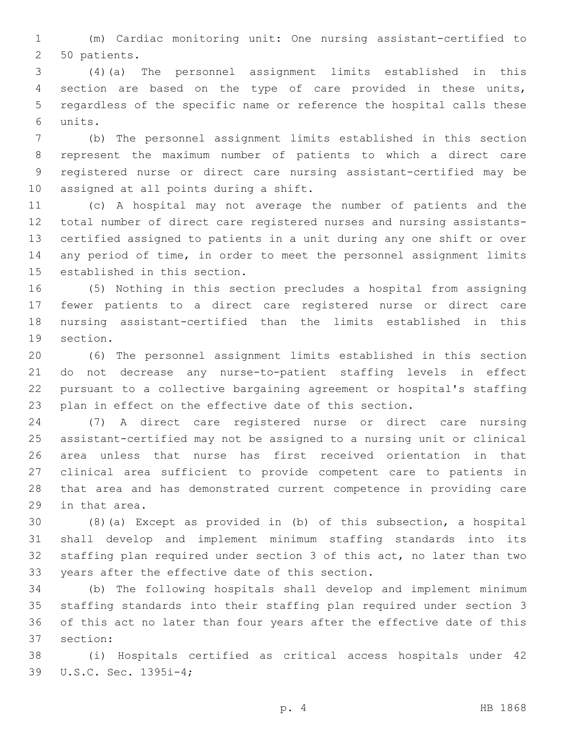(m) Cardiac monitoring unit: One nursing assistant-certified to 50 patients.

(4)(a) The personnel assignment limits established in this section are based on the type of care provided in these units, regardless of the specific name or reference the hospital calls these units.

(b) The personnel assignment limits established in this section represent the maximum number of patients to which a direct care registered nurse or direct care nursing assistant-certified may be assigned at all points during a shift.

(c) A hospital may not average the number of patients and the total number of direct care registered nurses and nursing assistants-certified assigned to patients in a unit during any one shift or over any period of time, in order to meet the personnel assignment limits established in this section.

(5) Nothing in this section precludes a hospital from assigning fewer patients to a direct care registered nurse or direct care nursing assistant-certified than the limits established in this section.

(6) The personnel assignment limits established in this section do not decrease any nurse-to-patient staffing levels in effect pursuant to a collective bargaining agreement or hospital's staffing plan in effect on the effective date of this section.

(7) A direct care registered nurse or direct care nursing assistant-certified may not be assigned to a nursing unit or clinical area unless that nurse has first received orientation in that clinical area sufficient to provide competent care to patients in that area and has demonstrated current competence in providing care in that area.

(8)(a) Except as provided in (b) of this subsection, a hospital shall develop and implement minimum staffing standards into its staffing plan required under section 3 of this act, no later than two years after the effective date of this section.

(b) The following hospitals shall develop and implement minimum staffing standards into their staffing plan required under section 3 of this act no later than four years after the effective date of this section:

(i) Hospitals certified as critical access hospitals under 42 U.S.C. Sec. 1395i-4;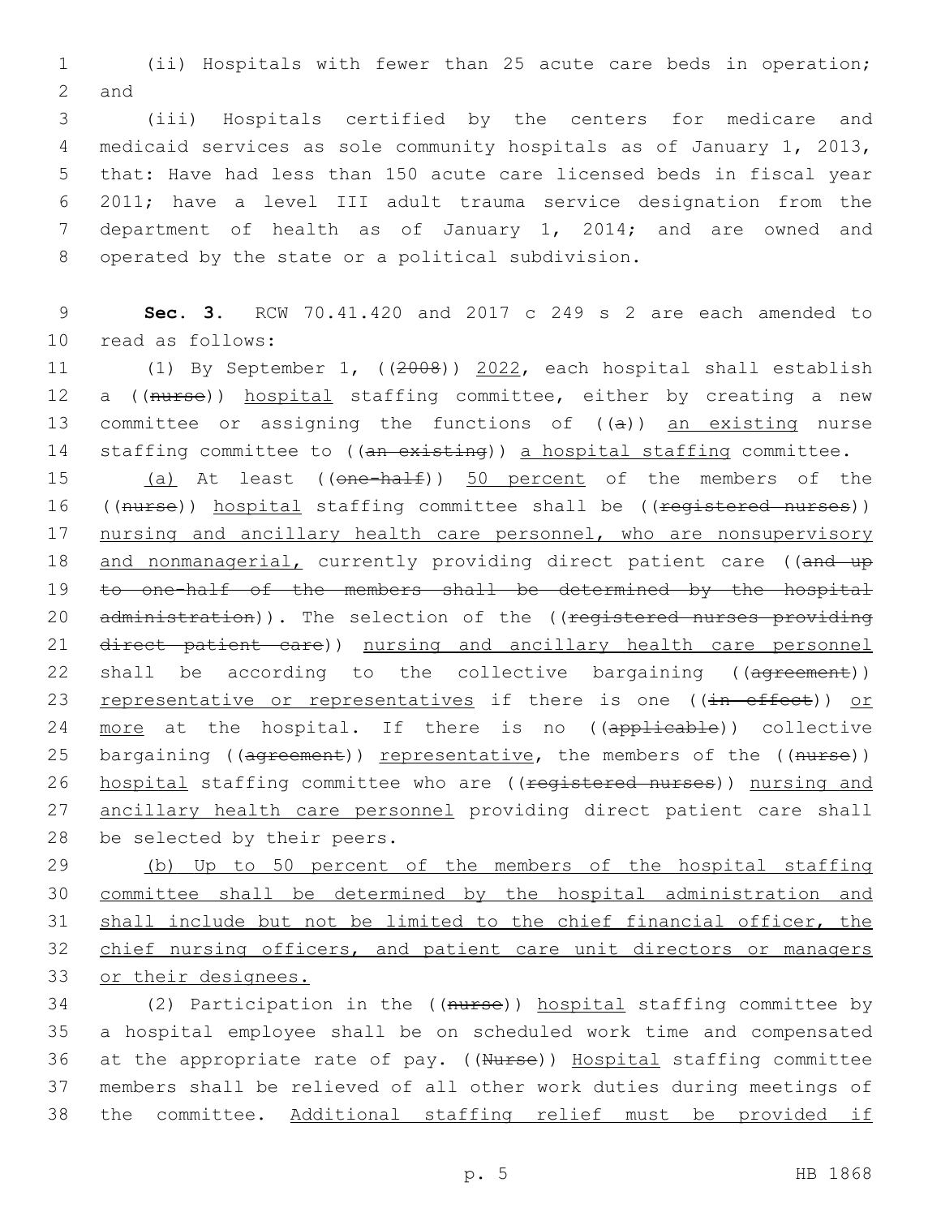(ii) Hospitals with fewer than 25 acute care beds in operation; and

(iii) Hospitals certified by the centers for medicare and medicaid services as sole community hospitals as of January 1, 2013, that: Have had less than 150 acute care licensed beds in fiscal year 2011; have a level III adult trauma service designation from the department of health as of January 1, 2014; and are owned and operated by the state or a political subdivision.

**Sec. 3.** RCW 70.41.420 and 2017 c 249 s 2 are each amended to read as follows:

(1) By September 1, ((~~2008~~)) <u>2022</u>, each hospital shall establish a ((~~nurse~~)) <u>hospital</u> staffing committee, either by creating a new committee or assigning the functions of ((~~a~~)) <u>an existing</u> nurse staffing committee to ((~~an existing~~)) <u>a hospital staffing</u> committee.

<u>(a)</u> At least ((~~one-half~~)) <u>50 percent</u> of the members of the ((~~nurse~~)) <u>hospital</u> staffing committee shall be ((~~registered nurses~~)) <u>nursing and ancillary health care personnel, who are nonsupervisory and nonmanagerial,</u> currently providing direct patient care ((~~and up to one-half of the members shall be determined by the hospital administration~~)). The selection of the ((~~registered nurses providing direct patient care~~)) <u>nursing and ancillary health care personnel</u> shall be according to the collective bargaining ((~~agreement~~)) <u>representative or representatives</u> if there is one ((~~in effect~~)) <u>or more</u> at the hospital. If there is no ((~~applicable~~)) collective bargaining ((~~agreement~~)) <u>representative</u>, the members of the ((~~nurse~~)) <u>hospital</u> staffing committee who are ((~~registered nurses~~)) <u>nursing and ancillary health care personnel</u> providing direct patient care shall be selected by their peers.

<u>(b) Up to 50 percent of the members of the hospital staffing committee shall be determined by the hospital administration and shall include but not be limited to the chief financial officer, the chief nursing officers, and patient care unit directors or managers or their designees.</u>

(2) Participation in the ((~~nurse~~)) <u>hospital</u> staffing committee by a hospital employee shall be on scheduled work time and compensated at the appropriate rate of pay. ((~~Nurse~~)) <u>Hospital</u> staffing committee members shall be relieved of all other work duties during meetings of the committee. <u>Additional staffing relief must be provided if</u>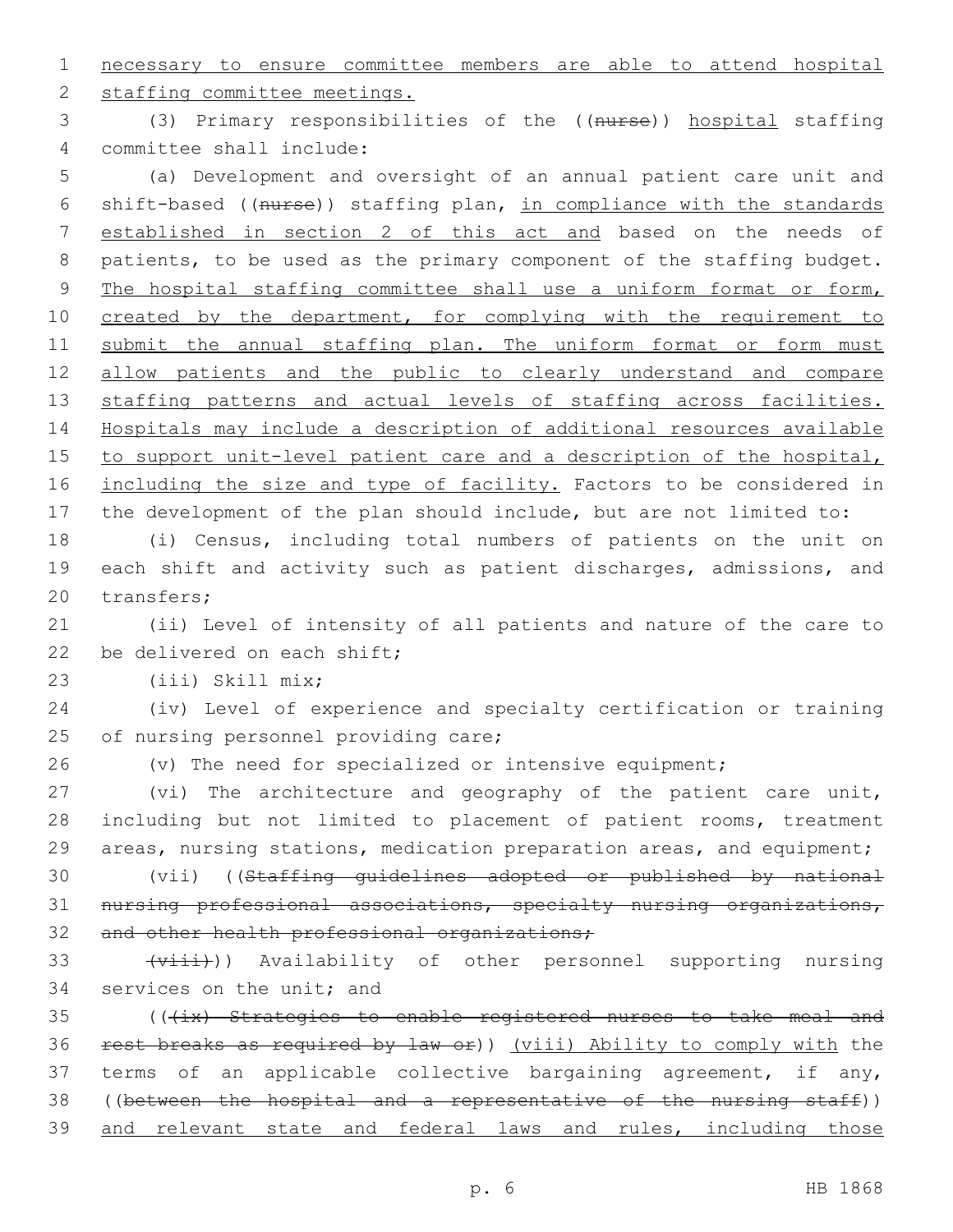necessary to ensure committee members are able to attend hospital staffing committee meetings.

(3) Primary responsibilities of the ((~~nurse~~)) <u>hospital</u> staffing committee shall include:

(a) Development and oversight of an annual patient care unit and shift-based ((~~nurse~~)) staffing plan, <u>in compliance with the standards established in section 2 of this act and</u> based on the needs of patients, to be used as the primary component of the staffing budget. <u>The hospital staffing committee shall use a uniform format or form, created by the department, for complying with the requirement to submit the annual staffing plan. The uniform format or form must allow patients and the public to clearly understand and compare staffing patterns and actual levels of staffing across facilities. Hospitals may include a description of additional resources available to support unit-level patient care and a description of the hospital, including the size and type of facility.</u> Factors to be considered in the development of the plan should include, but are not limited to:

(i) Census, including total numbers of patients on the unit on each shift and activity such as patient discharges, admissions, and transfers;

(ii) Level of intensity of all patients and nature of the care to be delivered on each shift;

(iii) Skill mix;

(iv) Level of experience and specialty certification or training of nursing personnel providing care;

(v) The need for specialized or intensive equipment;

(vi) The architecture and geography of the patient care unit, including but not limited to placement of patient rooms, treatment areas, nursing stations, medication preparation areas, and equipment;

(vii) ((~~Staffing guidelines adopted or published by national nursing professional associations, specialty nursing organizations, and other health professional organizations;~~

~~(viii)~~)) Availability of other personnel supporting nursing services on the unit; and

((~~(ix) Strategies to enable registered nurses to take meal and rest breaks as required by law or~~)) <u>(viii) Ability to comply with</u> the terms of an applicable collective bargaining agreement, if any, ((~~between the hospital and a representative of the nursing staff~~)) <u>and relevant state and federal laws and rules, including those</u>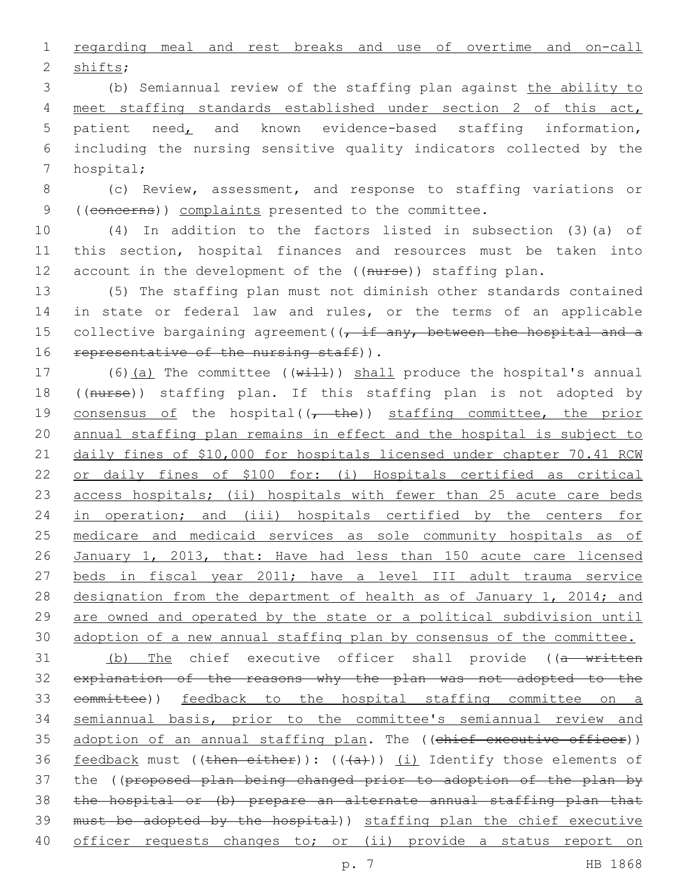regarding meal and rest breaks and use of overtime and on-call shifts;

(b) Semiannual review of the staffing plan against the ability to meet staffing standards established under section 2 of this act, patient need, and known evidence-based staffing information, including the nursing sensitive quality indicators collected by the hospital;

(c) Review, assessment, and response to staffing variations or ((concerns)) complaints presented to the committee.

(4) In addition to the factors listed in subsection (3)(a) of this section, hospital finances and resources must be taken into account in the development of the ((nurse)) staffing plan.

(5) The staffing plan must not diminish other standards contained in state or federal law and rules, or the terms of an applicable collective bargaining agreement((, if any, between the hospital and a representative of the nursing staff)).

(6)(a) The committee ((will)) shall produce the hospital's annual ((nurse)) staffing plan. If this staffing plan is not adopted by consensus of the hospital((, the)) staffing committee, the prior annual staffing plan remains in effect and the hospital is subject to daily fines of $10,000 for hospitals licensed under chapter 70.41 RCW or daily fines of $100 for: (i) Hospitals certified as critical access hospitals; (ii) hospitals with fewer than 25 acute care beds in operation; and (iii) hospitals certified by the centers for medicare and medicaid services as sole community hospitals as of January 1, 2013, that: Have had less than 150 acute care licensed beds in fiscal year 2011; have a level III adult trauma service designation from the department of health as of January 1, 2014; and are owned and operated by the state or a political subdivision until adoption of a new annual staffing plan by consensus of the committee.

(b) The chief executive officer shall provide ((a written explanation of the reasons why the plan was not adopted to the committee)) feedback to the hospital staffing committee on a semiannual basis, prior to the committee's semiannual review and adoption of an annual staffing plan. The ((chief executive officer)) feedback must ((then either)): (((a))) (i) Identify those elements of the ((proposed plan being changed prior to adoption of the plan by the hospital or (b) prepare an alternate annual staffing plan that must be adopted by the hospital)) staffing plan the chief executive officer requests changes to; or (ii) provide a status report on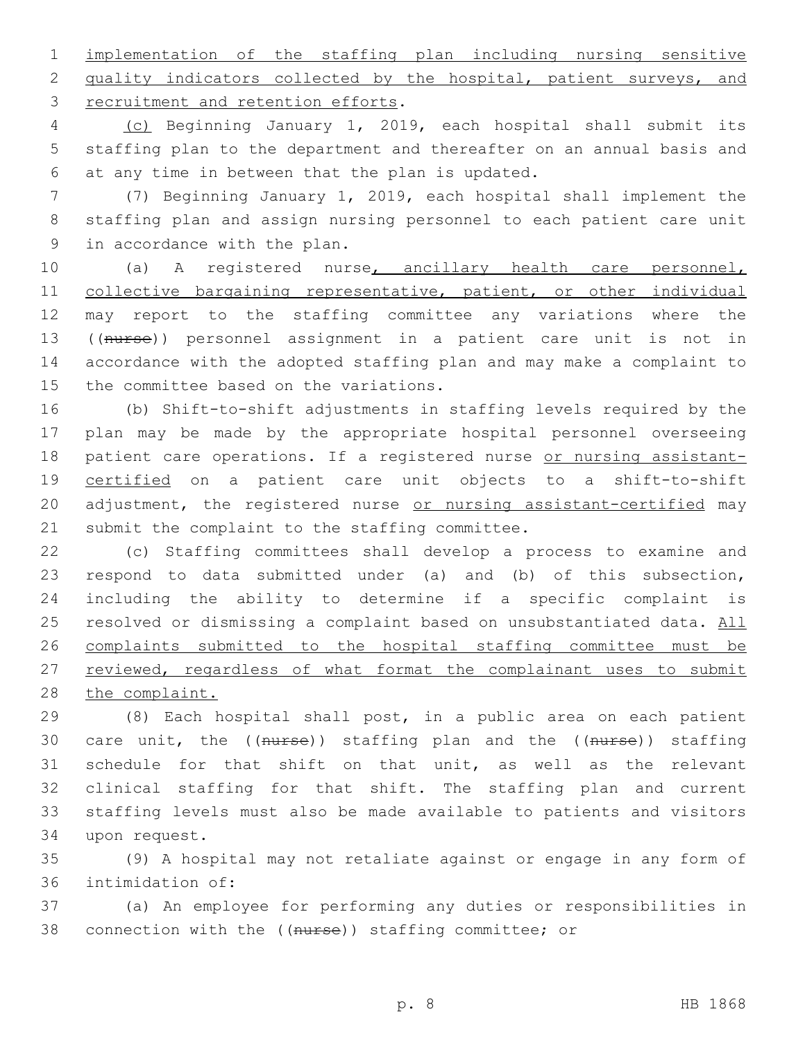implementation of the staffing plan including nursing sensitive quality indicators collected by the hospital, patient surveys, and recruitment and retention efforts.

(c) Beginning January 1, 2019, each hospital shall submit its staffing plan to the department and thereafter on an annual basis and at any time in between that the plan is updated.

(7) Beginning January 1, 2019, each hospital shall implement the staffing plan and assign nursing personnel to each patient care unit in accordance with the plan.

(a) A registered nurse, ancillary health care personnel, collective bargaining representative, patient, or other individual may report to the staffing committee any variations where the ((~~nurse~~)) personnel assignment in a patient care unit is not in accordance with the adopted staffing plan and may make a complaint to the committee based on the variations.

(b) Shift-to-shift adjustments in staffing levels required by the plan may be made by the appropriate hospital personnel overseeing patient care operations. If a registered nurse or nursing assistant-certified on a patient care unit objects to a shift-to-shift adjustment, the registered nurse or nursing assistant-certified may submit the complaint to the staffing committee.

(c) Staffing committees shall develop a process to examine and respond to data submitted under (a) and (b) of this subsection, including the ability to determine if a specific complaint is resolved or dismissing a complaint based on unsubstantiated data. All complaints submitted to the hospital staffing committee must be reviewed, regardless of what format the complainant uses to submit the complaint.

(8) Each hospital shall post, in a public area on each patient care unit, the ((~~nurse~~)) staffing plan and the ((~~nurse~~)) staffing schedule for that shift on that unit, as well as the relevant clinical staffing for that shift. The staffing plan and current staffing levels must also be made available to patients and visitors upon request.

(9) A hospital may not retaliate against or engage in any form of intimidation of:

(a) An employee for performing any duties or responsibilities in connection with the ((~~nurse~~)) staffing committee; or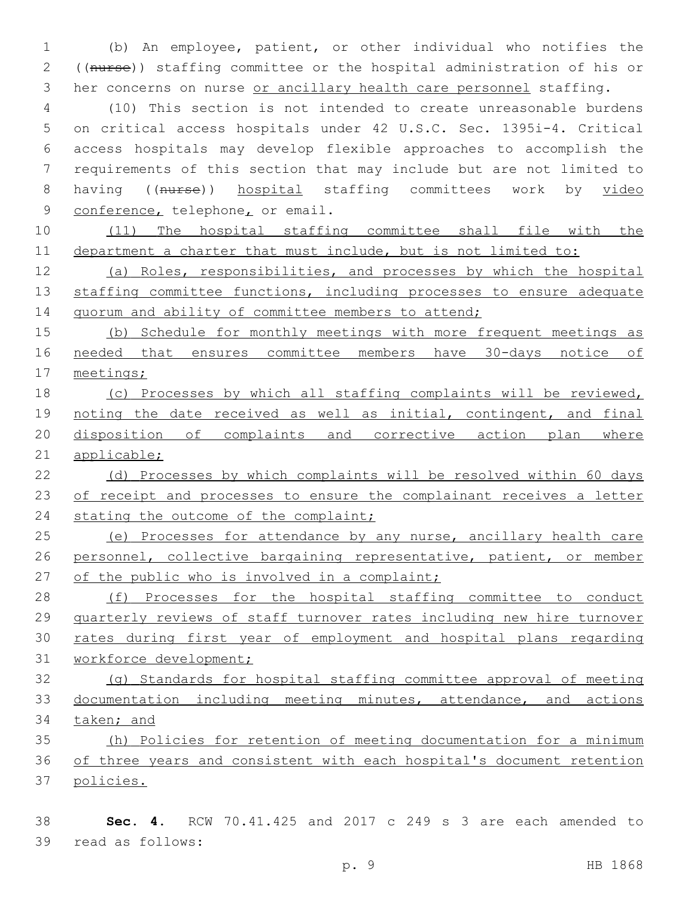(b) An employee, patient, or other individual who notifies the ((nurse)) staffing committee or the hospital administration of his or her concerns on nurse or ancillary health care personnel staffing.

(10) This section is not intended to create unreasonable burdens on critical access hospitals under 42 U.S.C. Sec. 1395i-4. Critical access hospitals may develop flexible approaches to accomplish the requirements of this section that may include but are not limited to having ((nurse)) hospital staffing committees work by video conference, telephone, or email.

(11) The hospital staffing committee shall file with the department a charter that must include, but is not limited to:

(a) Roles, responsibilities, and processes by which the hospital staffing committee functions, including processes to ensure adequate quorum and ability of committee members to attend;

(b) Schedule for monthly meetings with more frequent meetings as needed that ensures committee members have 30-days notice of meetings;

(c) Processes by which all staffing complaints will be reviewed, noting the date received as well as initial, contingent, and final disposition of complaints and corrective action plan where applicable;

(d) Processes by which complaints will be resolved within 60 days of receipt and processes to ensure the complainant receives a letter stating the outcome of the complaint;

(e) Processes for attendance by any nurse, ancillary health care personnel, collective bargaining representative, patient, or member of the public who is involved in a complaint;

(f) Processes for the hospital staffing committee to conduct quarterly reviews of staff turnover rates including new hire turnover rates during first year of employment and hospital plans regarding workforce development;

(g) Standards for hospital staffing committee approval of meeting documentation including meeting minutes, attendance, and actions taken; and

(h) Policies for retention of meeting documentation for a minimum of three years and consistent with each hospital's document retention policies.

**Sec. 4.** RCW 70.41.425 and 2017 c 249 s 3 are each amended to read as follows: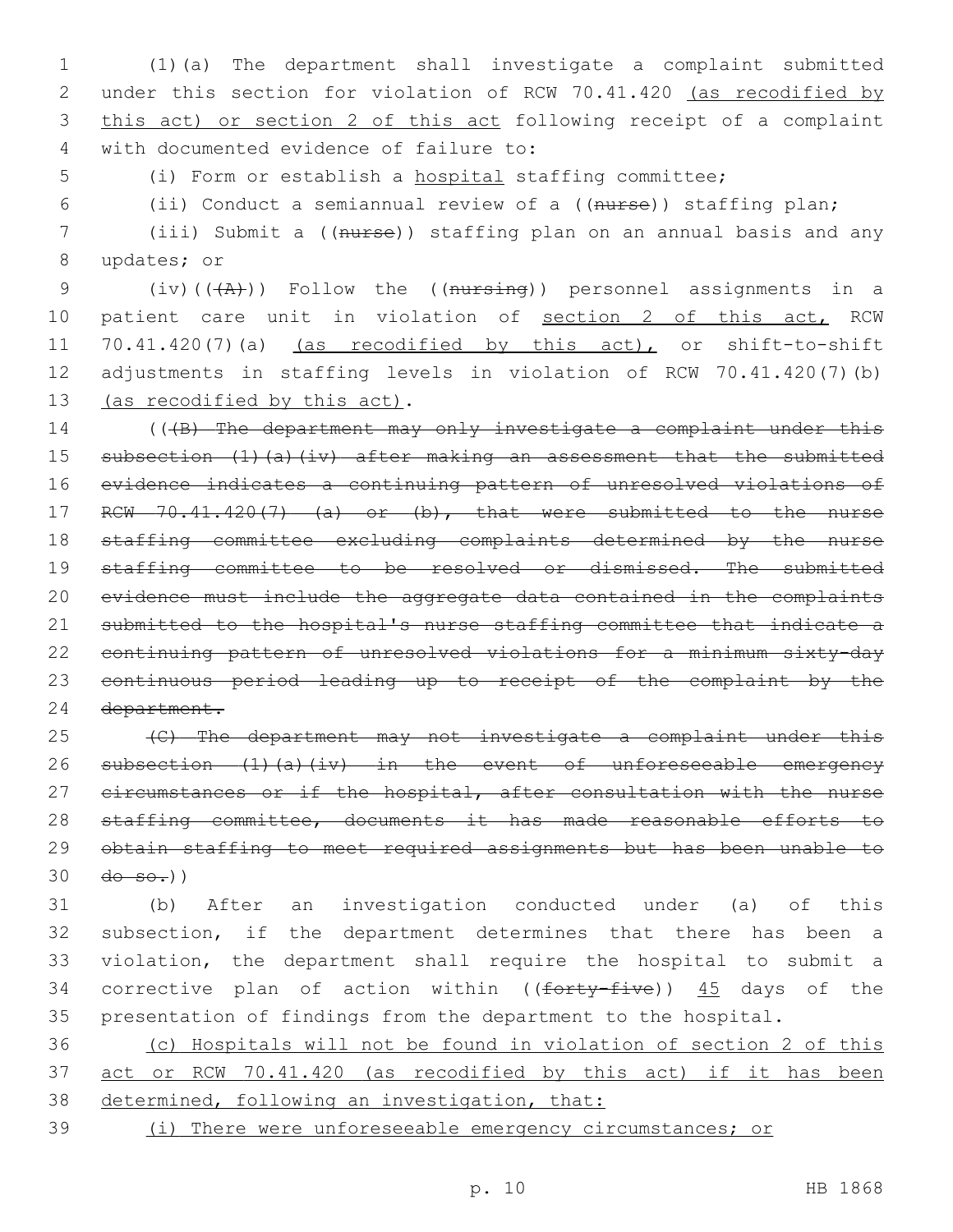(1)(a) The department shall investigate a complaint submitted under this section for violation of RCW 70.41.420 <u>(as recodified by this act) or section 2 of this act</u> following receipt of a complaint with documented evidence of failure to:

(i) Form or establish a <u>hospital</u> staffing committee;

(ii) Conduct a semiannual review of a ((~~nurse~~)) staffing plan;

(iii) Submit a ((~~nurse~~)) staffing plan on an annual basis and any updates; or

(iv)((~~(A)~~)) Follow the ((~~nursing~~)) personnel assignments in a patient care unit in violation of <u>section 2 of this act,</u> RCW 70.41.420(7)(a) <u>(as recodified by this act),</u> or shift-to-shift adjustments in staffing levels in violation of RCW 70.41.420(7)(b) <u>(as recodified by this act)</u>.

((~~(B) The department may only investigate a complaint under this subsection (1)(a)(iv) after making an assessment that the submitted evidence indicates a continuing pattern of unresolved violations of RCW 70.41.420(7) (a) or (b), that were submitted to the nurse staffing committee excluding complaints determined by the nurse staffing committee to be resolved or dismissed. The submitted evidence must include the aggregate data contained in the complaints submitted to the hospital's nurse staffing committee that indicate a continuing pattern of unresolved violations for a minimum sixty-day continuous period leading up to receipt of the complaint by the department.~~

~~(C) The department may not investigate a complaint under this subsection (1)(a)(iv) in the event of unforeseeable emergency circumstances or if the hospital, after consultation with the nurse staffing committee, documents it has made reasonable efforts to obtain staffing to meet required assignments but has been unable to do so.~~))

(b) After an investigation conducted under (a) of this subsection, if the department determines that there has been a violation, the department shall require the hospital to submit a corrective plan of action within ((~~forty-five~~)) <u>45</u> days of the presentation of findings from the department to the hospital.

<u>(c) Hospitals will not be found in violation of section 2 of this act or RCW 70.41.420 (as recodified by this act) if it has been determined, following an investigation, that:</u>

<u>(i) There were unforeseeable emergency circumstances; or</u>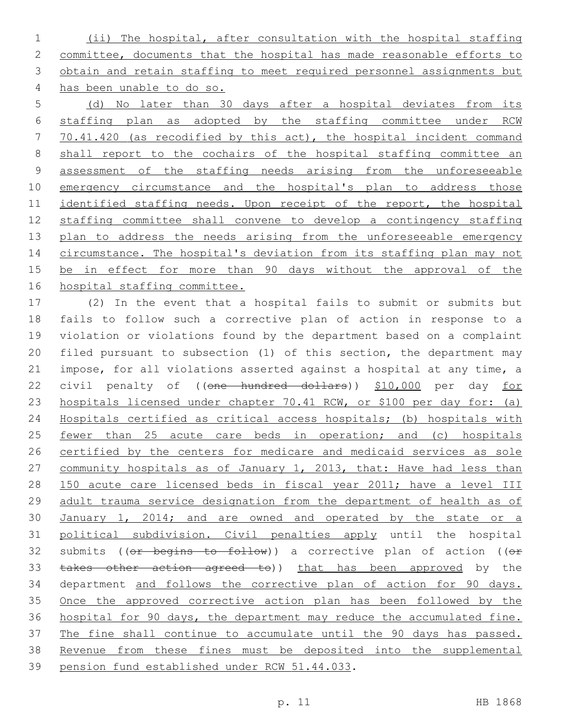(ii) The hospital, after consultation with the hospital staffing committee, documents that the hospital has made reasonable efforts to obtain and retain staffing to meet required personnel assignments but has been unable to do so.

(d) No later than 30 days after a hospital deviates from its staffing plan as adopted by the staffing committee under RCW 70.41.420 (as recodified by this act), the hospital incident command shall report to the cochairs of the hospital staffing committee an assessment of the staffing needs arising from the unforeseeable emergency circumstance and the hospital's plan to address those identified staffing needs. Upon receipt of the report, the hospital staffing committee shall convene to develop a contingency staffing plan to address the needs arising from the unforeseeable emergency circumstance. The hospital's deviation from its staffing plan may not be in effect for more than 90 days without the approval of the hospital staffing committee.

(2) In the event that a hospital fails to submit or submits but fails to follow such a corrective plan of action in response to a violation or violations found by the department based on a complaint filed pursuant to subsection (1) of this section, the department may impose, for all violations asserted against a hospital at any time, a civil penalty of ((~~one hundred dollars~~)) $10,000 per day for hospitals licensed under chapter 70.41 RCW, or $100 per day for: (a) Hospitals certified as critical access hospitals; (b) hospitals with fewer than 25 acute care beds in operation; and (c) hospitals certified by the centers for medicare and medicaid services as sole community hospitals as of January 1, 2013, that: Have had less than 150 acute care licensed beds in fiscal year 2011; have a level III adult trauma service designation from the department of health as of January 1, 2014; and are owned and operated by the state or a political subdivision. Civil penalties apply until the hospital submits ((~~or begins to follow~~)) a corrective plan of action ((~~or takes other action agreed to~~)) that has been approved by the department and follows the corrective plan of action for 90 days. Once the approved corrective action plan has been followed by the hospital for 90 days, the department may reduce the accumulated fine. The fine shall continue to accumulate until the 90 days has passed. Revenue from these fines must be deposited into the supplemental pension fund established under RCW 51.44.033.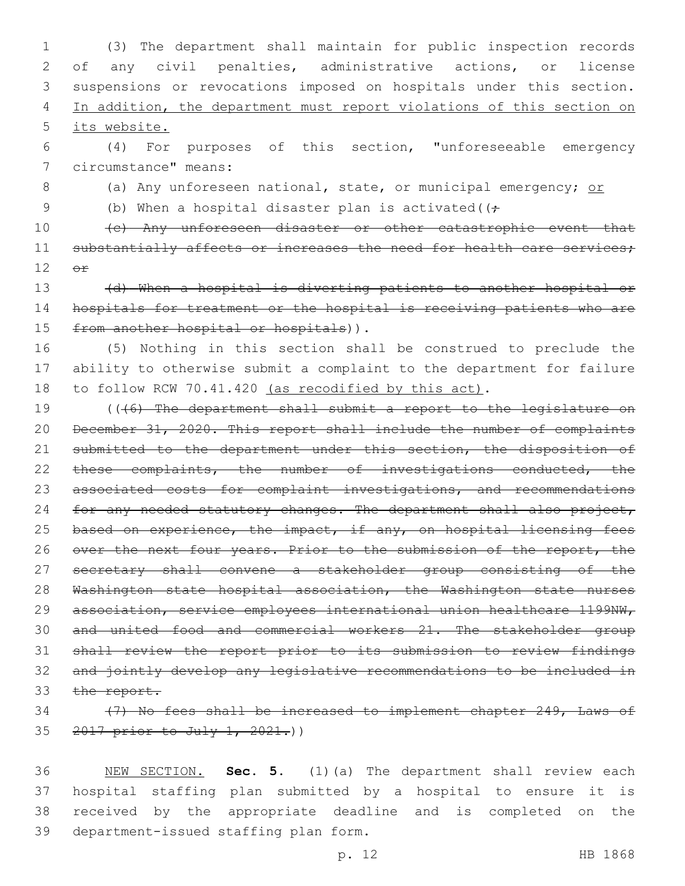(3) The department shall maintain for public inspection records of any civil penalties, administrative actions, or license suspensions or revocations imposed on hospitals under this section. <u>In addition, the department must report violations of this section on its website.</u>

(4) For purposes of this section, "unforeseeable emergency circumstance" means:

(a) Any unforeseen national, state, or municipal emergency; <u>or</u>

(b) When a hospital disaster plan is activated((~~;~~

~~(c) Any unforeseen disaster or other catastrophic event that substantially affects or increases the need for health care services; or~~

~~(d) When a hospital is diverting patients to another hospital or hospitals for treatment or the hospital is receiving patients who are from another hospital or hospitals~~)).

(5) Nothing in this section shall be construed to preclude the ability to otherwise submit a complaint to the department for failure to follow RCW 70.41.420 <u>(as recodified by this act)</u>.

((~~(6) The department shall submit a report to the legislature on December 31, 2020. This report shall include the number of complaints submitted to the department under this section, the disposition of these complaints, the number of investigations conducted, the associated costs for complaint investigations, and recommendations for any needed statutory changes. The department shall also project, based on experience, the impact, if any, on hospital licensing fees over the next four years. Prior to the submission of the report, the secretary shall convene a stakeholder group consisting of the Washington state hospital association, the Washington state nurses association, service employees international union healthcare 1199NW, and united food and commercial workers 21. The stakeholder group shall review the report prior to its submission to review findings and jointly develop any legislative recommendations to be included in the report.~~

~~(7) No fees shall be increased to implement chapter 249, Laws of 2017 prior to July 1, 2021.~~))

<u>NEW SECTION.</u> **Sec. 5.** (1)(a) The department shall review each hospital staffing plan submitted by a hospital to ensure it is received by the appropriate deadline and is completed on the department-issued staffing plan form.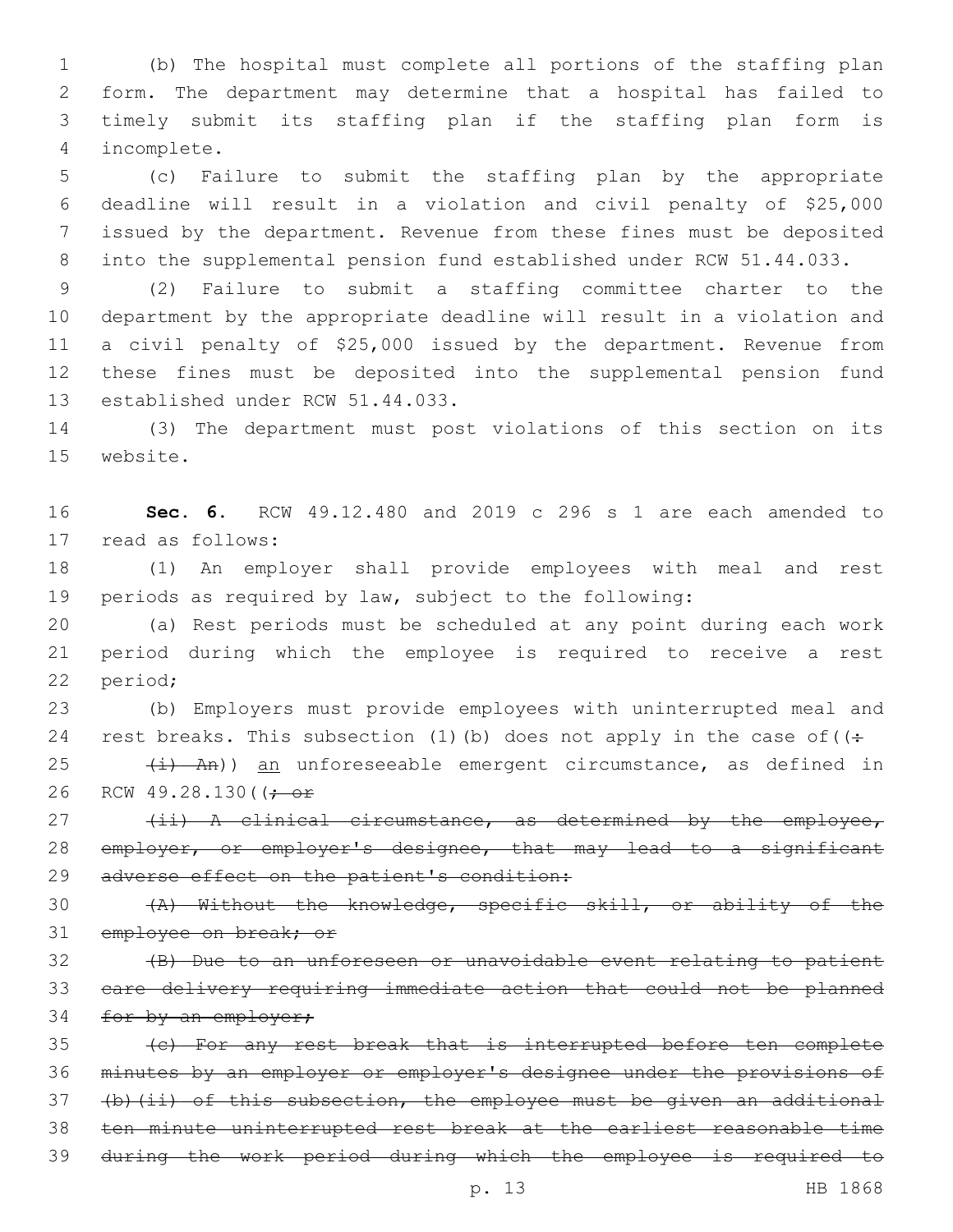(b) The hospital must complete all portions of the staffing plan form. The department may determine that a hospital has failed to timely submit its staffing plan if the staffing plan form is incomplete.

(c) Failure to submit the staffing plan by the appropriate deadline will result in a violation and civil penalty of $25,000 issued by the department. Revenue from these fines must be deposited into the supplemental pension fund established under RCW 51.44.033.

(2) Failure to submit a staffing committee charter to the department by the appropriate deadline will result in a violation and a civil penalty of $25,000 issued by the department. Revenue from these fines must be deposited into the supplemental pension fund established under RCW 51.44.033.

(3) The department must post violations of this section on its website.

**Sec. 6.** RCW 49.12.480 and 2019 c 296 s 1 are each amended to read as follows:

(1) An employer shall provide employees with meal and rest periods as required by law, subject to the following:

(a) Rest periods must be scheduled at any point during each work period during which the employee is required to receive a rest period;

(b) Employers must provide employees with uninterrupted meal and rest breaks. This subsection (1)(b) does not apply in the case of((:

~~(i) An~~)) an unforeseeable emergent circumstance, as defined in RCW 49.28.130((~~; or~~

~~(ii) A clinical circumstance, as determined by the employee, employer, or employer's designee, that may lead to a significant adverse effect on the patient's condition:~~

~~(A) Without the knowledge, specific skill, or ability of the employee on break; or~~

~~(B) Due to an unforeseen or unavoidable event relating to patient care delivery requiring immediate action that could not be planned for by an employer;~~

~~(c) For any rest break that is interrupted before ten complete minutes by an employer or employer's designee under the provisions of (b)(ii) of this subsection, the employee must be given an additional ten minute uninterrupted rest break at the earliest reasonable time during the work period during which the employee is required to~~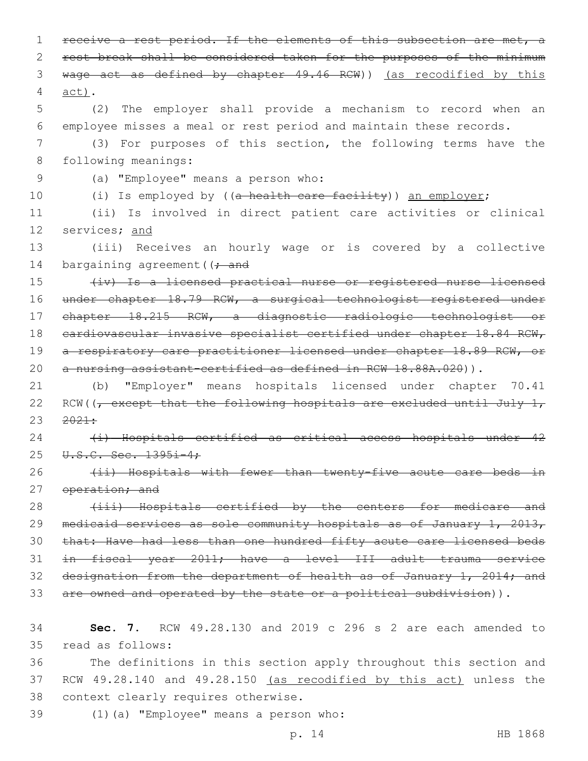receive a rest period. If the elements of this subsection are met, a rest break shall be considered taken for the purposes of the minimum wage act as defined by chapter 49.46 RCW)) (as recodified by this act).

(2) The employer shall provide a mechanism to record when an employee misses a meal or rest period and maintain these records.

(3) For purposes of this section, the following terms have the following meanings:

(a) "Employee" means a person who:

(i) Is employed by ((a health care facility)) an employer;

(ii) Is involved in direct patient care activities or clinical services; and

(iii) Receives an hourly wage or is covered by a collective bargaining agreement((; and

(iv) Is a licensed practical nurse or registered nurse licensed under chapter 18.79 RCW, a surgical technologist registered under chapter 18.215 RCW, a diagnostic radiologic technologist or cardiovascular invasive specialist certified under chapter 18.84 RCW, a respiratory care practitioner licensed under chapter 18.89 RCW, or a nursing assistant-certified as defined in RCW 18.88A.020)).

(b) "Employer" means hospitals licensed under chapter 70.41 RCW((, except that the following hospitals are excluded until July 1, 2021:

(i) Hospitals certified as critical access hospitals under 42 U.S.C. Sec. 1395i-4;

(ii) Hospitals with fewer than twenty-five acute care beds in operation; and

(iii) Hospitals certified by the centers for medicare and medicaid services as sole community hospitals as of January 1, 2013, that: Have had less than one hundred fifty acute care licensed beds in fiscal year 2011; have a level III adult trauma service designation from the department of health as of January 1, 2014; and are owned and operated by the state or a political subdivision)).

**Sec. 7.** RCW 49.28.130 and 2019 c 296 s 2 are each amended to read as follows:

The definitions in this section apply throughout this section and RCW 49.28.140 and 49.28.150 (as recodified by this act) unless the context clearly requires otherwise.

(1)(a) "Employee" means a person who: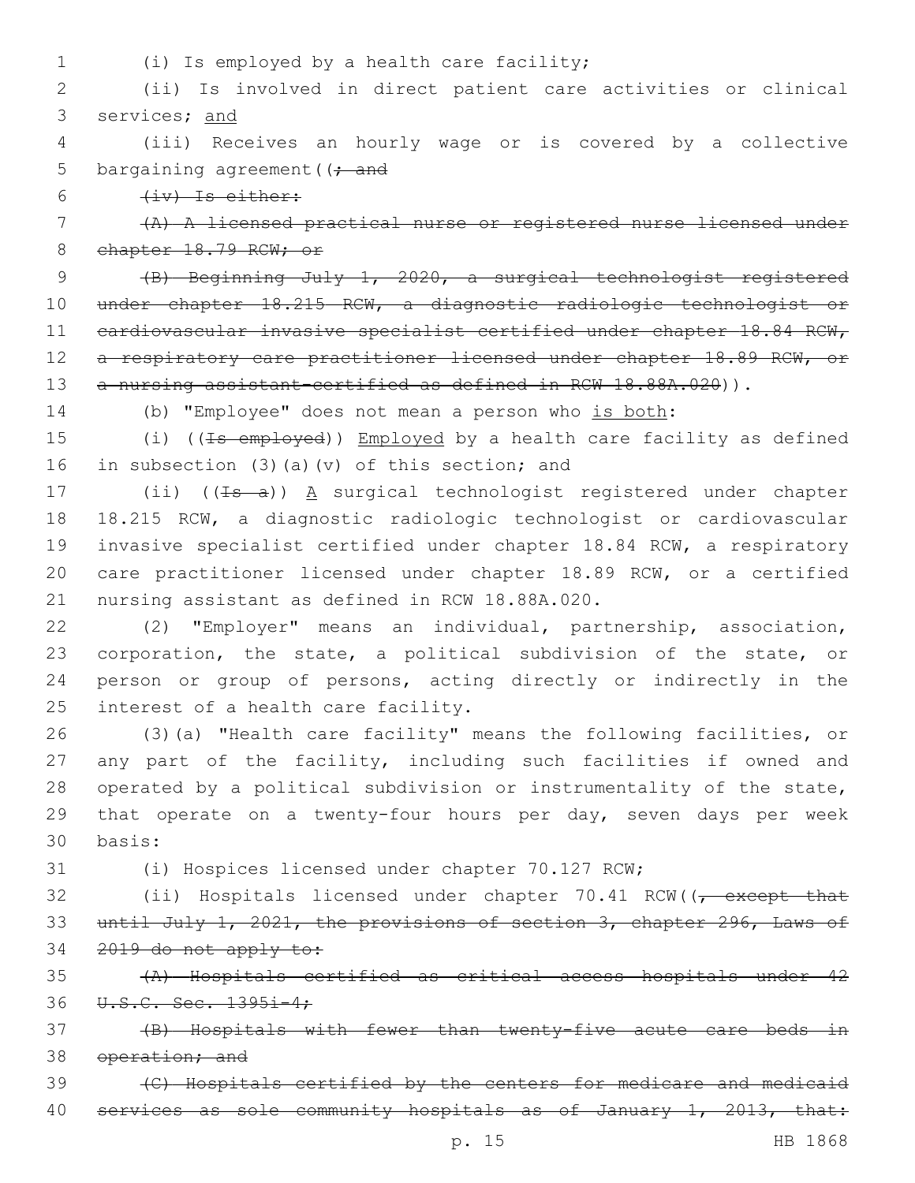(i) Is employed by a health care facility;

(ii) Is involved in direct patient care activities or clinical services; <u>and</u>

(iii) Receives an hourly wage or is covered by a collective bargaining agreement((~~; and~~

~~(iv) Is either:~~

~~(A) A licensed practical nurse or registered nurse licensed under chapter 18.79 RCW; or~~

~~(B) Beginning July 1, 2020, a surgical technologist registered under chapter 18.215 RCW, a diagnostic radiologic technologist or cardiovascular invasive specialist certified under chapter 18.84 RCW, a respiratory care practitioner licensed under chapter 18.89 RCW, or a nursing assistant-certified as defined in RCW 18.88A.020~~)).

(b) "Employee" does not mean a person who <u>is both</u>:

(i) ((~~Is employed~~)) <u>Employed</u> by a health care facility as defined in subsection (3)(a)(v) of this section; and

(ii) ((~~Is a~~)) <u>A</u> surgical technologist registered under chapter 18.215 RCW, a diagnostic radiologic technologist or cardiovascular invasive specialist certified under chapter 18.84 RCW, a respiratory care practitioner licensed under chapter 18.89 RCW, or a certified nursing assistant as defined in RCW 18.88A.020.

(2) "Employer" means an individual, partnership, association, corporation, the state, a political subdivision of the state, or person or group of persons, acting directly or indirectly in the interest of a health care facility.

(3)(a) "Health care facility" means the following facilities, or any part of the facility, including such facilities if owned and operated by a political subdivision or instrumentality of the state, that operate on a twenty-four hours per day, seven days per week basis:

(i) Hospices licensed under chapter 70.127 RCW;

(ii) Hospitals licensed under chapter 70.41 RCW((~~, except that until July 1, 2021, the provisions of section 3, chapter 296, Laws of 2019 do not apply to:~~

~~(A) Hospitals certified as critical access hospitals under 42 U.S.C. Sec. 1395i-4;~~

~~(B) Hospitals with fewer than twenty-five acute care beds in operation; and~~

~~(C) Hospitals certified by the centers for medicare and medicaid services as sole community hospitals as of January 1, 2013, that:~~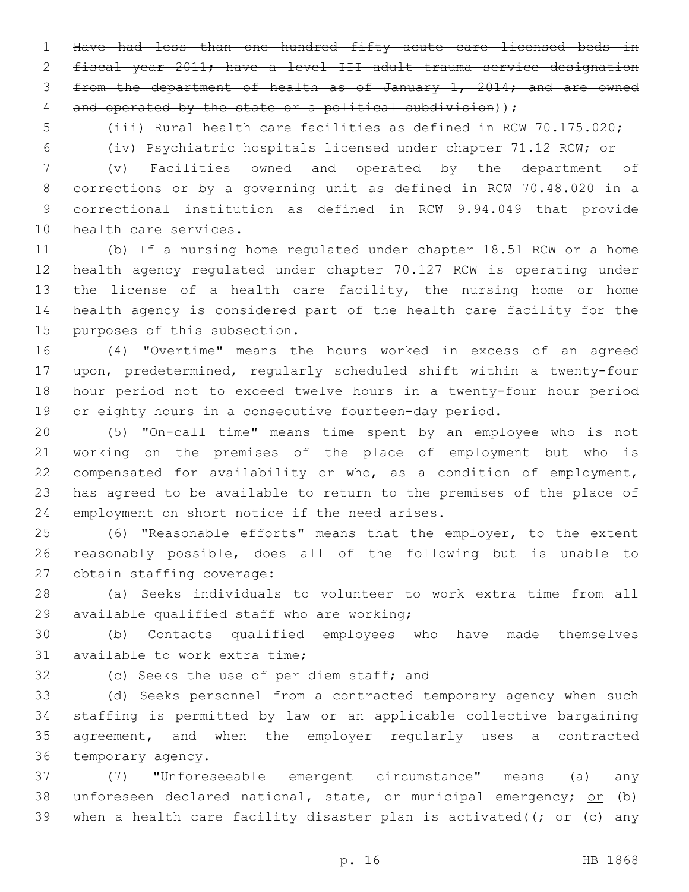~~Have had less than one hundred fifty acute care licensed beds in fiscal year 2011; have a level III adult trauma service designation from the department of health as of January 1, 2014; and are owned and operated by the state or a political subdivision~~));

(iii) Rural health care facilities as defined in RCW 70.175.020;

(iv) Psychiatric hospitals licensed under chapter 71.12 RCW; or

(v) Facilities owned and operated by the department of corrections or by a governing unit as defined in RCW 70.48.020 in a correctional institution as defined in RCW 9.94.049 that provide health care services.

(b) If a nursing home regulated under chapter 18.51 RCW or a home health agency regulated under chapter 70.127 RCW is operating under the license of a health care facility, the nursing home or home health agency is considered part of the health care facility for the purposes of this subsection.

(4) "Overtime" means the hours worked in excess of an agreed upon, predetermined, regularly scheduled shift within a twenty-four hour period not to exceed twelve hours in a twenty-four hour period or eighty hours in a consecutive fourteen-day period.

(5) "On-call time" means time spent by an employee who is not working on the premises of the place of employment but who is compensated for availability or who, as a condition of employment, has agreed to be available to return to the premises of the place of employment on short notice if the need arises.

(6) "Reasonable efforts" means that the employer, to the extent reasonably possible, does all of the following but is unable to obtain staffing coverage:

(a) Seeks individuals to volunteer to work extra time from all available qualified staff who are working;

(b) Contacts qualified employees who have made themselves available to work extra time;

(c) Seeks the use of per diem staff; and

(d) Seeks personnel from a contracted temporary agency when such staffing is permitted by law or an applicable collective bargaining agreement, and when the employer regularly uses a contracted temporary agency.

(7) "Unforeseeable emergent circumstance" means (a) any unforeseen declared national, state, or municipal emergency; <u>or</u> (b) when a health care facility disaster plan is activated((~~; or (c) any~~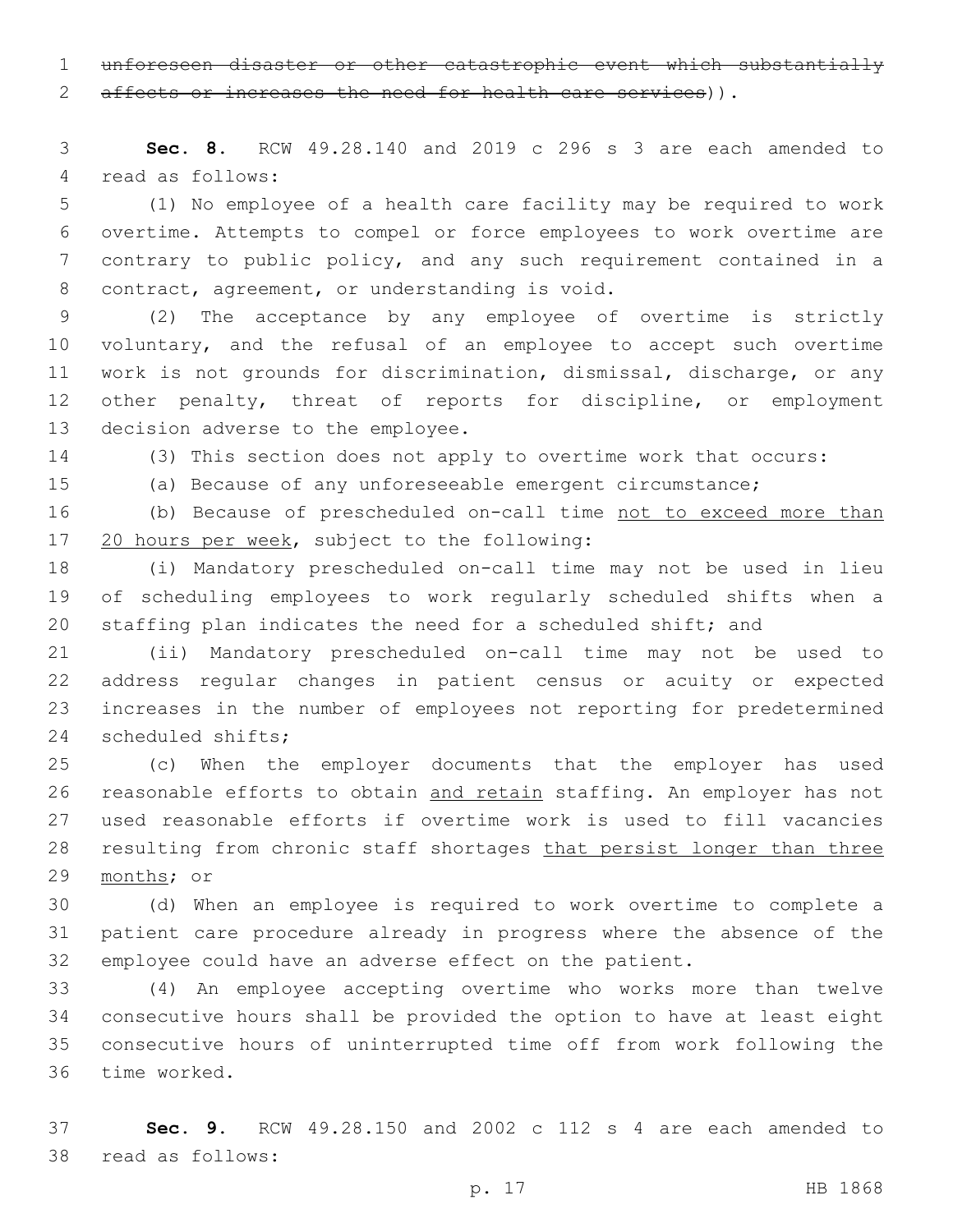~~unforeseen disaster or other catastrophic event which substantially affects or increases the need for health care services~~)).

**Sec. 8.** RCW 49.28.140 and 2019 c 296 s 3 are each amended to read as follows:

(1) No employee of a health care facility may be required to work overtime. Attempts to compel or force employees to work overtime are contrary to public policy, and any such requirement contained in a contract, agreement, or understanding is void.

(2) The acceptance by any employee of overtime is strictly voluntary, and the refusal of an employee to accept such overtime work is not grounds for discrimination, dismissal, discharge, or any other penalty, threat of reports for discipline, or employment decision adverse to the employee.

(3) This section does not apply to overtime work that occurs:

(a) Because of any unforeseeable emergent circumstance;

(b) Because of prescheduled on-call time <u>not to exceed more than 20 hours per week</u>, subject to the following:

(i) Mandatory prescheduled on-call time may not be used in lieu of scheduling employees to work regularly scheduled shifts when a staffing plan indicates the need for a scheduled shift; and

(ii) Mandatory prescheduled on-call time may not be used to address regular changes in patient census or acuity or expected increases in the number of employees not reporting for predetermined scheduled shifts;

(c) When the employer documents that the employer has used reasonable efforts to obtain <u>and retain</u> staffing. An employer has not used reasonable efforts if overtime work is used to fill vacancies resulting from chronic staff shortages <u>that persist longer than three months</u>; or

(d) When an employee is required to work overtime to complete a patient care procedure already in progress where the absence of the employee could have an adverse effect on the patient.

(4) An employee accepting overtime who works more than twelve consecutive hours shall be provided the option to have at least eight consecutive hours of uninterrupted time off from work following the time worked.

**Sec. 9.** RCW 49.28.150 and 2002 c 112 s 4 are each amended to read as follows: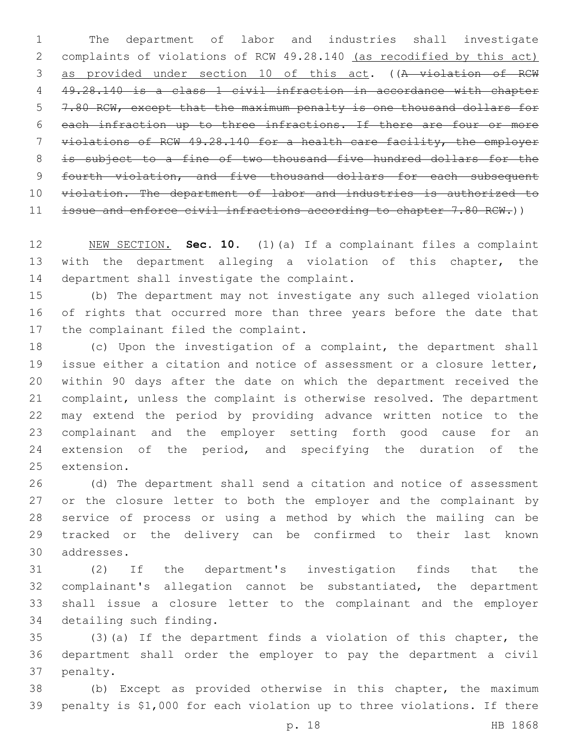The department of labor and industries shall investigate complaints of violations of RCW 49.28.140 <u>(as recodified by this act) as provided under section 10 of this act</u>. ((~~A violation of RCW 49.28.140 is a class 1 civil infraction in accordance with chapter 7.80 RCW, except that the maximum penalty is one thousand dollars for each infraction up to three infractions. If there are four or more violations of RCW 49.28.140 for a health care facility, the employer is subject to a fine of two thousand five hundred dollars for the fourth violation, and five thousand dollars for each subsequent violation. The department of labor and industries is authorized to issue and enforce civil infractions according to chapter 7.80 RCW.~~))

<u>NEW SECTION.</u> **Sec. 10.** (1)(a) If a complainant files a complaint with the department alleging a violation of this chapter, the department shall investigate the complaint.

(b) The department may not investigate any such alleged violation of rights that occurred more than three years before the date that the complainant filed the complaint.

(c) Upon the investigation of a complaint, the department shall issue either a citation and notice of assessment or a closure letter, within 90 days after the date on which the department received the complaint, unless the complaint is otherwise resolved. The department may extend the period by providing advance written notice to the complainant and the employer setting forth good cause for an extension of the period, and specifying the duration of the extension.

(d) The department shall send a citation and notice of assessment or the closure letter to both the employer and the complainant by service of process or using a method by which the mailing can be tracked or the delivery can be confirmed to their last known addresses.

(2) If the department's investigation finds that the complainant's allegation cannot be substantiated, the department shall issue a closure letter to the complainant and the employer detailing such finding.

(3)(a) If the department finds a violation of this chapter, the department shall order the employer to pay the department a civil penalty.

(b) Except as provided otherwise in this chapter, the maximum penalty is $1,000 for each violation up to three violations. If there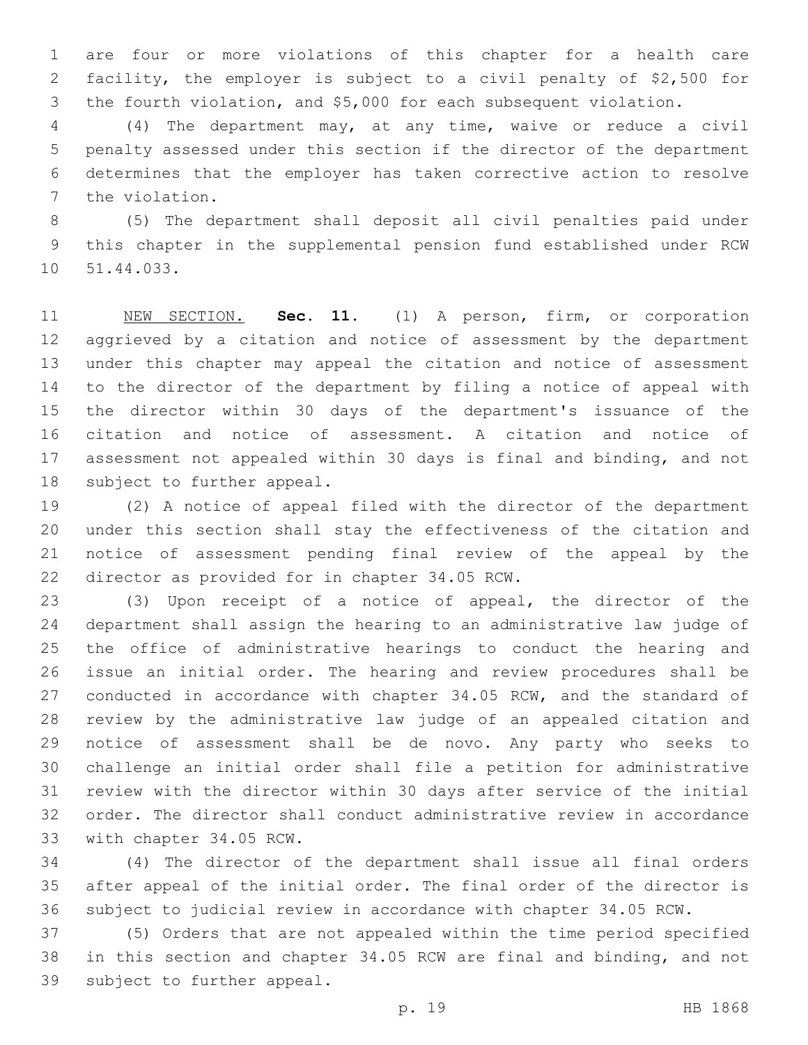are four or more violations of this chapter for a health care facility, the employer is subject to a civil penalty of $2,500 for the fourth violation, and $5,000 for each subsequent violation.

(4) The department may, at any time, waive or reduce a civil penalty assessed under this section if the director of the department determines that the employer has taken corrective action to resolve the violation.

(5) The department shall deposit all civil penalties paid under this chapter in the supplemental pension fund established under RCW 51.44.033.

NEW SECTION. **Sec. 11.** (1) A person, firm, or corporation aggrieved by a citation and notice of assessment by the department under this chapter may appeal the citation and notice of assessment to the director of the department by filing a notice of appeal with the director within 30 days of the department's issuance of the citation and notice of assessment. A citation and notice of assessment not appealed within 30 days is final and binding, and not subject to further appeal.

(2) A notice of appeal filed with the director of the department under this section shall stay the effectiveness of the citation and notice of assessment pending final review of the appeal by the director as provided for in chapter 34.05 RCW.

(3) Upon receipt of a notice of appeal, the director of the department shall assign the hearing to an administrative law judge of the office of administrative hearings to conduct the hearing and issue an initial order. The hearing and review procedures shall be conducted in accordance with chapter 34.05 RCW, and the standard of review by the administrative law judge of an appealed citation and notice of assessment shall be de novo. Any party who seeks to challenge an initial order shall file a petition for administrative review with the director within 30 days after service of the initial order. The director shall conduct administrative review in accordance with chapter 34.05 RCW.

(4) The director of the department shall issue all final orders after appeal of the initial order. The final order of the director is subject to judicial review in accordance with chapter 34.05 RCW.

(5) Orders that are not appealed within the time period specified in this section and chapter 34.05 RCW are final and binding, and not subject to further appeal.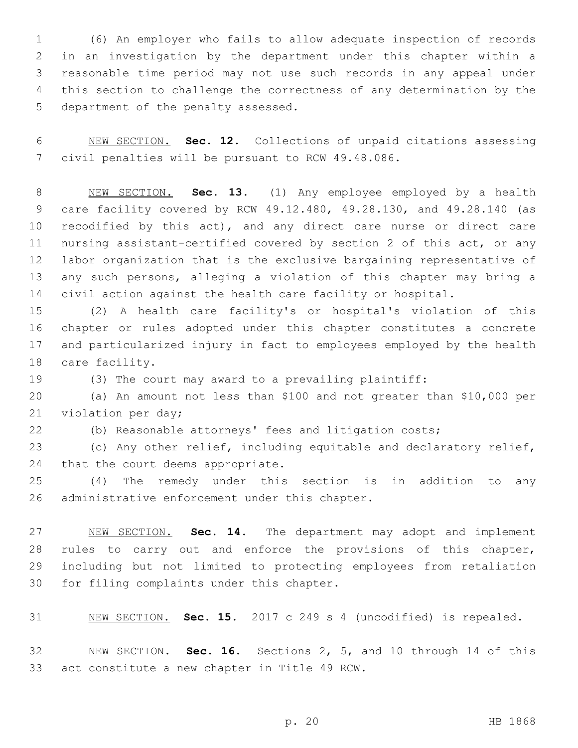(6) An employer who fails to allow adequate inspection of records in an investigation by the department under this chapter within a reasonable time period may not use such records in any appeal under this section to challenge the correctness of any determination by the department of the penalty assessed.

NEW SECTION. **Sec. 12.** Collections of unpaid citations assessing civil penalties will be pursuant to RCW 49.48.086.

NEW SECTION. **Sec. 13.** (1) Any employee employed by a health care facility covered by RCW 49.12.480, 49.28.130, and 49.28.140 (as recodified by this act), and any direct care nurse or direct care nursing assistant-certified covered by section 2 of this act, or any labor organization that is the exclusive bargaining representative of any such persons, alleging a violation of this chapter may bring a civil action against the health care facility or hospital.

(2) A health care facility's or hospital's violation of this chapter or rules adopted under this chapter constitutes a concrete and particularized injury in fact to employees employed by the health care facility.

(3) The court may award to a prevailing plaintiff:

(a) An amount not less than $100 and not greater than $10,000 per violation per day;

(b) Reasonable attorneys' fees and litigation costs;

(c) Any other relief, including equitable and declaratory relief, that the court deems appropriate.

(4) The remedy under this section is in addition to any administrative enforcement under this chapter.

NEW SECTION. **Sec. 14.** The department may adopt and implement rules to carry out and enforce the provisions of this chapter, including but not limited to protecting employees from retaliation for filing complaints under this chapter.

NEW SECTION. **Sec. 15.** 2017 c 249 s 4 (uncodified) is repealed.

NEW SECTION. **Sec. 16.** Sections 2, 5, and 10 through 14 of this act constitute a new chapter in Title 49 RCW.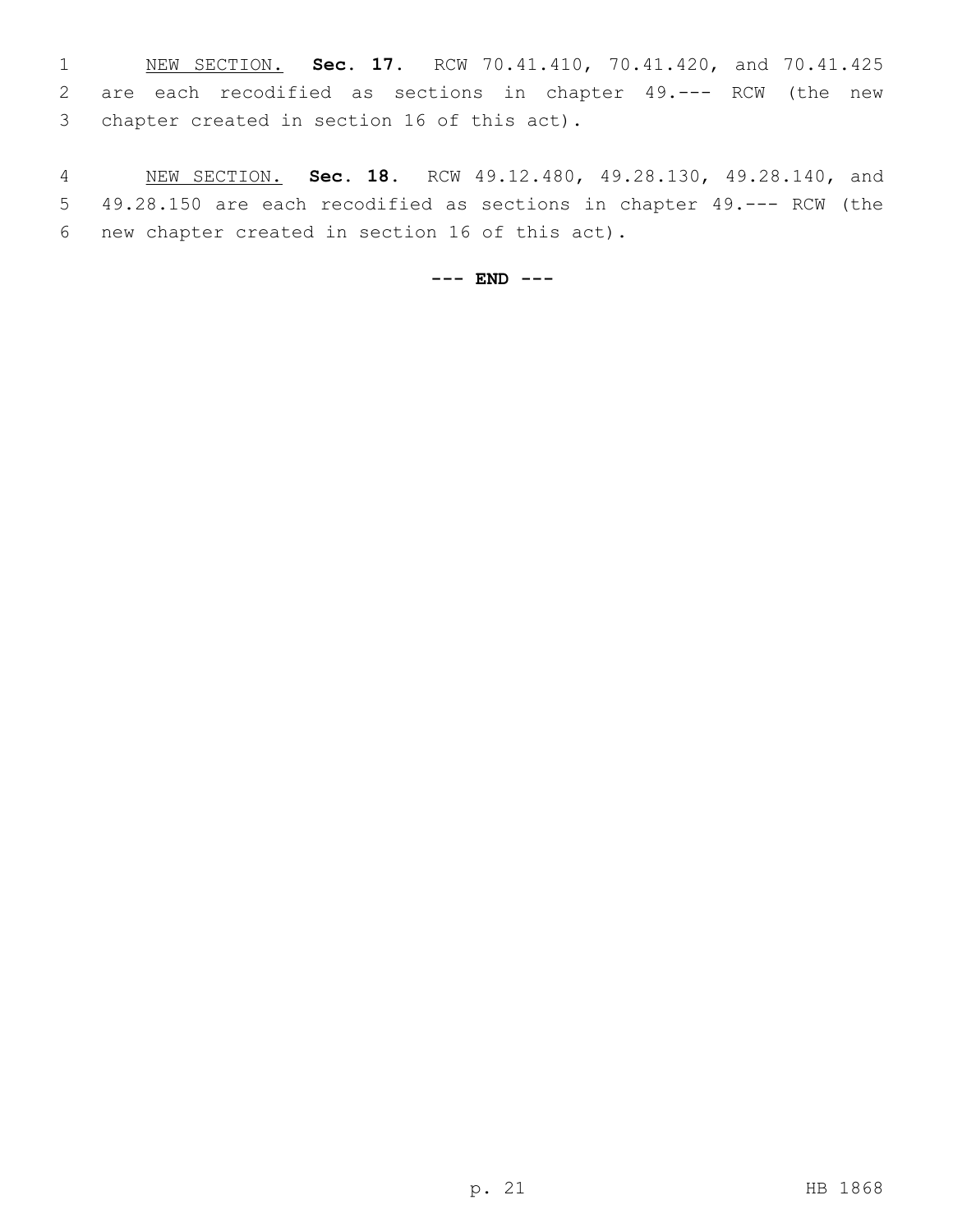NEW SECTION. **Sec. 17.** RCW 70.41.410, 70.41.420, and 70.41.425 are each recodified as sections in chapter 49.--- RCW (the new chapter created in section 16 of this act).

NEW SECTION. **Sec. 18.** RCW 49.12.480, 49.28.130, 49.28.140, and 49.28.150 are each recodified as sections in chapter 49.--- RCW (the new chapter created in section 16 of this act).

**--- END ---**